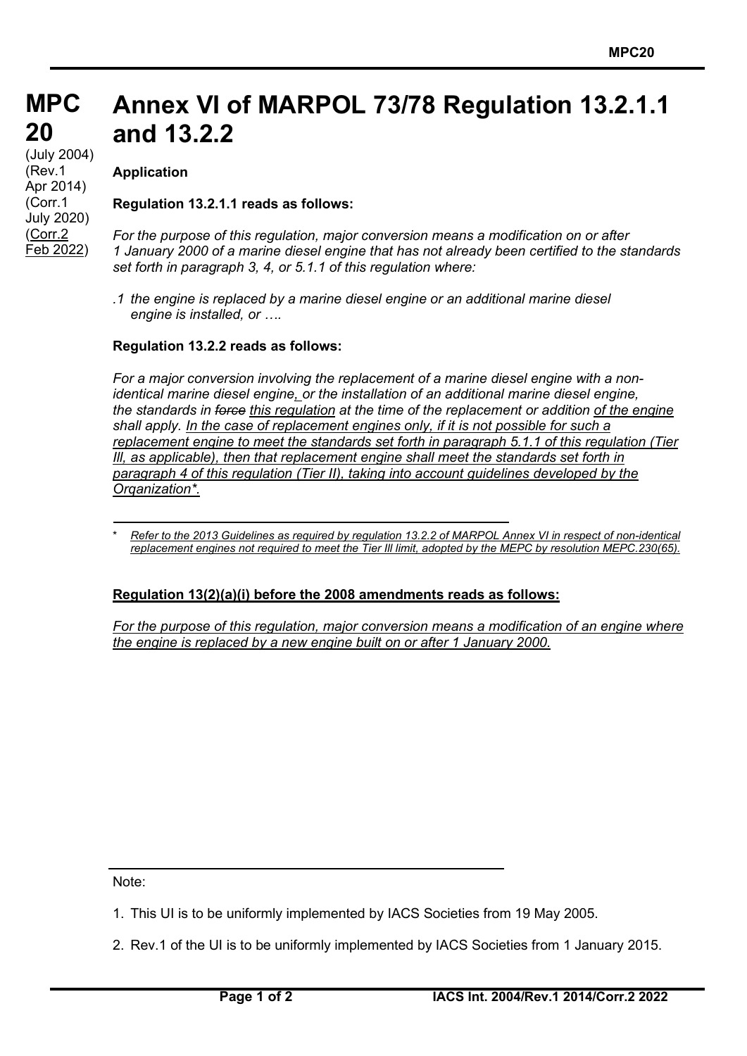# MPC 20

(July 2004)
(Rev.1 Apr 2014)
(Corr.1 July 2020)
(Corr.2 Feb 2022)

# Annex VI of MARPOL 73/78 Regulation 13.2.1.1 and 13.2.2

**Application**

**Regulation 13.2.1.1 reads as follows:**

*For the purpose of this regulation, major conversion means a modification on or after 1 January 2000 of a marine diesel engine that has not already been certified to the standards set forth in paragraph 3, 4, or 5.1.1 of this regulation where:*

*.1 the engine is replaced by a marine diesel engine or an additional marine diesel engine is installed, or ….*

**Regulation 13.2.2 reads as follows:**

*For a major conversion involving the replacement of a marine diesel engine with a non-identical marine diesel engine, or the installation of an additional marine diesel engine, the standards in ~~force~~ this regulation at the time of the replacement or addition of the engine shall apply. In the case of replacement engines only, if it is not possible for such a replacement engine to meet the standards set forth in paragraph 5.1.1 of this regulation (Tier III, as applicable), then that replacement engine shall meet the standards set forth in paragraph 4 of this regulation (Tier II), taking into account guidelines developed by the Organization*.*

\* *Refer to the 2013 Guidelines as required by regulation 13.2.2 of MARPOL Annex VI in respect of non-identical replacement engines not required to meet the Tier III limit, adopted by the MEPC by resolution MEPC.230(65).*

**Regulation 13(2)(a)(i) before the 2008 amendments reads as follows:**

*For the purpose of this regulation, major conversion means a modification of an engine where the engine is replaced by a new engine built on or after 1 January 2000.*

Note:

1. This UI is to be uniformly implemented by IACS Societies from 19 May 2005.
2. Rev.1 of the UI is to be uniformly implemented by IACS Societies from 1 January 2015.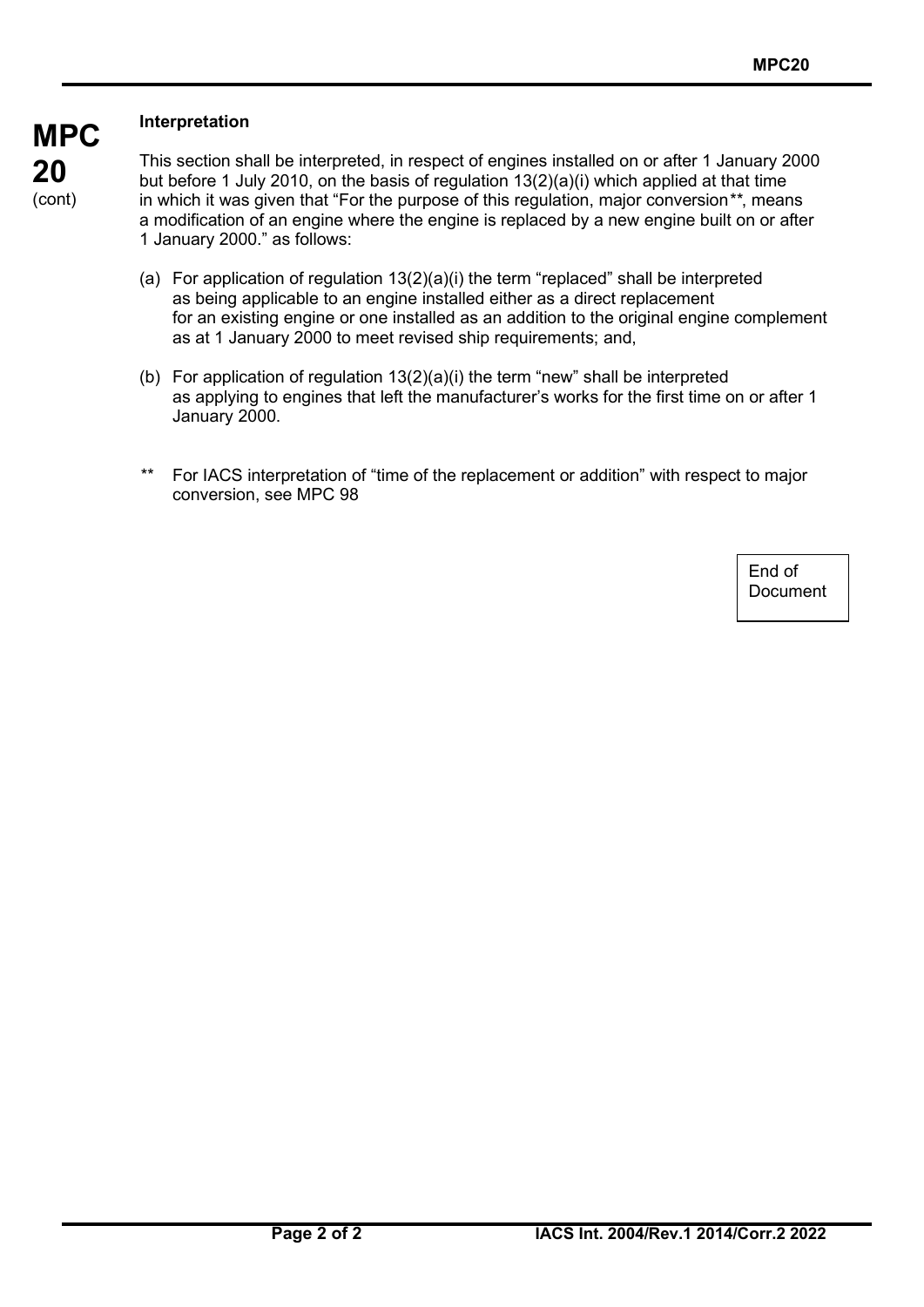**MPC 20** (cont)

**Interpretation**

This section shall be interpreted, in respect of engines installed on or after 1 January 2000 but before 1 July 2010, on the basis of regulation 13(2)(a)(i) which applied at that time in which it was given that "For the purpose of this regulation, major conversion**, means a modification of an engine where the engine is replaced by a new engine built on or after 1 January 2000." as follows:

(a) For application of regulation 13(2)(a)(i) the term "replaced" shall be interpreted as being applicable to an engine installed either as a direct replacement for an existing engine or one installed as an addition to the original engine complement as at 1 January 2000 to meet revised ship requirements; and,

(b) For application of regulation 13(2)(a)(i) the term "new" shall be interpreted as applying to engines that left the manufacturer's works for the first time on or after 1 January 2000.

** For IACS interpretation of "time of the replacement or addition" with respect to major conversion, see MPC 98

End of Document